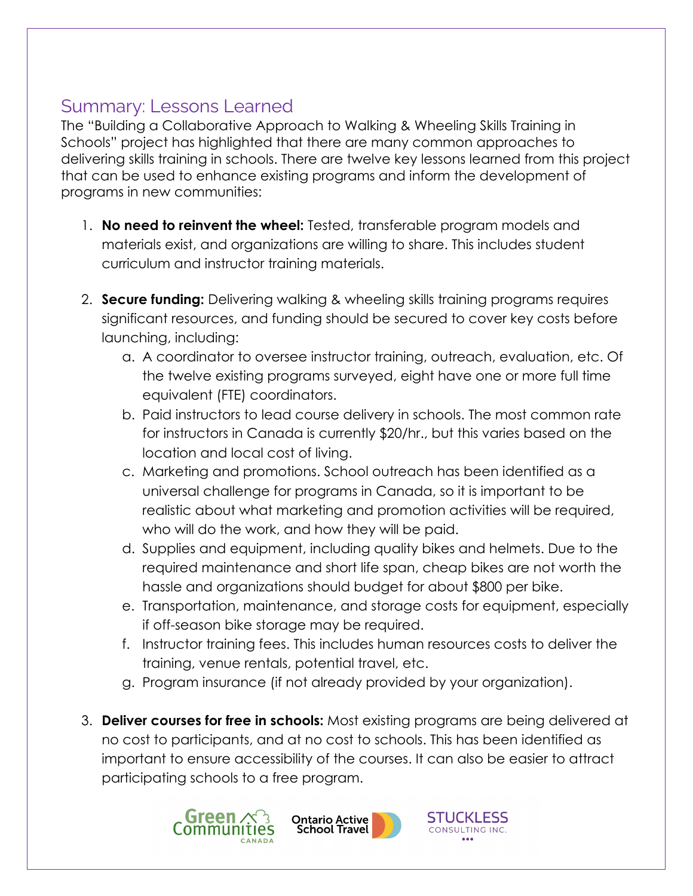## Summary: Lessons Learned

The "Building a Collaborative Approach to Walking & Wheeling Skills Training in Schools" project has highlighted that there are many common approaches to delivering skills training in schools. There are twelve key lessons learned from this project that can be used to enhance existing programs and inform the development of programs in new communities:

1. **No need to reinvent the wheel:** Tested, transferable program models and materials exist, and organizations are willing to share. This includes student curriculum and instructor training materials.

2. **Secure funding:** Delivering walking & wheeling skills training programs requires significant resources, and funding should be secured to cover key costs before launching, including:
   a. A coordinator to oversee instructor training, outreach, evaluation, etc. Of the twelve existing programs surveyed, eight have one or more full time equivalent (FTE) coordinators.
   b. Paid instructors to lead course delivery in schools. The most common rate for instructors in Canada is currently $20/hr., but this varies based on the location and local cost of living.
   c. Marketing and promotions. School outreach has been identified as a universal challenge for programs in Canada, so it is important to be realistic about what marketing and promotion activities will be required, who will do the work, and how they will be paid.
   d. Supplies and equipment, including quality bikes and helmets. Due to the required maintenance and short life span, cheap bikes are not worth the hassle and organizations should budget for about $800 per bike.
   e. Transportation, maintenance, and storage costs for equipment, especially if off-season bike storage may be required.
   f. Instructor training fees. This includes human resources costs to deliver the training, venue rentals, potential travel, etc.
   g. Program insurance (if not already provided by your organization).

3. **Deliver courses for free in schools:** Most existing programs are being delivered at no cost to participants, and at no cost to schools. This has been identified as important to ensure accessibility of the courses. It can also be easier to attract participating schools to a free program.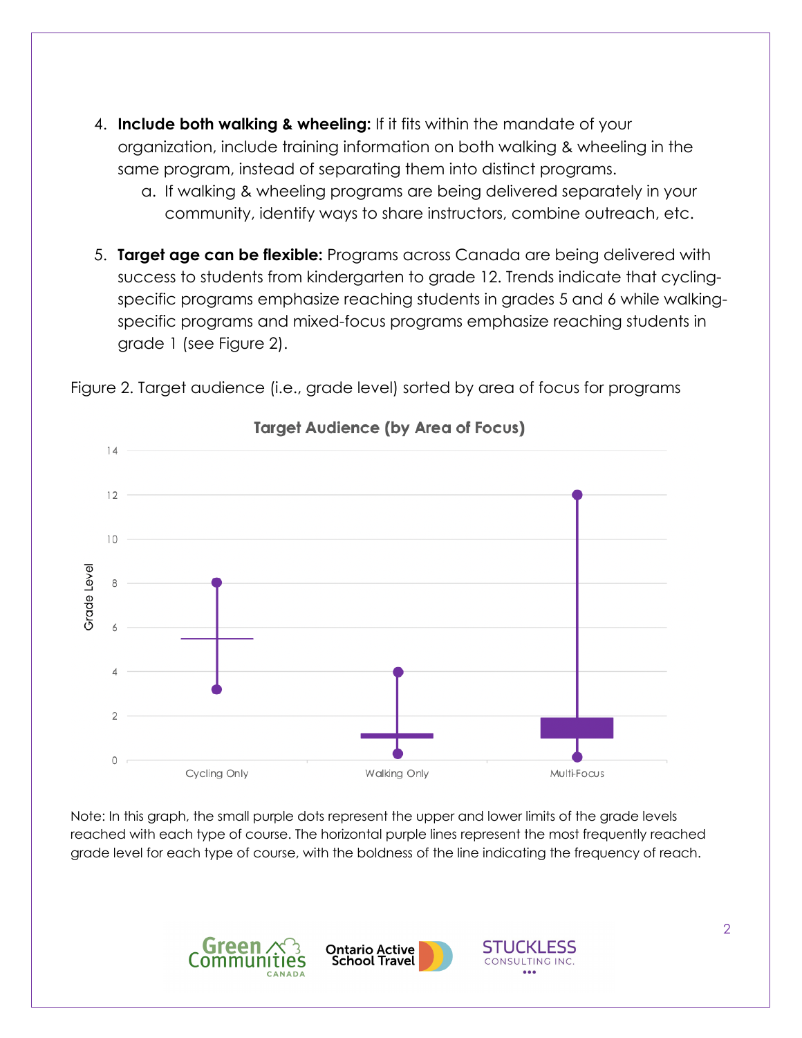4. **Include both walking & wheeling:** If it fits within the mandate of your organization, include training information on both walking & wheeling in the same program, instead of separating them into distinct programs.
    a. If walking & wheeling programs are being delivered separately in your community, identify ways to share instructors, combine outreach, etc.

5. **Target age can be flexible:** Programs across Canada are being delivered with success to students from kindergarten to grade 12. Trends indicate that cycling-specific programs emphasize reaching students in grades 5 and 6 while walking-specific programs and mixed-focus programs emphasize reaching students in grade 1 (see Figure 2).

Figure 2. Target audience (i.e., grade level) sorted by area of focus for programs

Note: In this graph, the small purple dots represent the upper and lower limits of the grade levels reached with each type of course. The horizontal purple lines represent the most frequently reached grade level for each type of course, with the boldness of the line indicating the frequency of reach.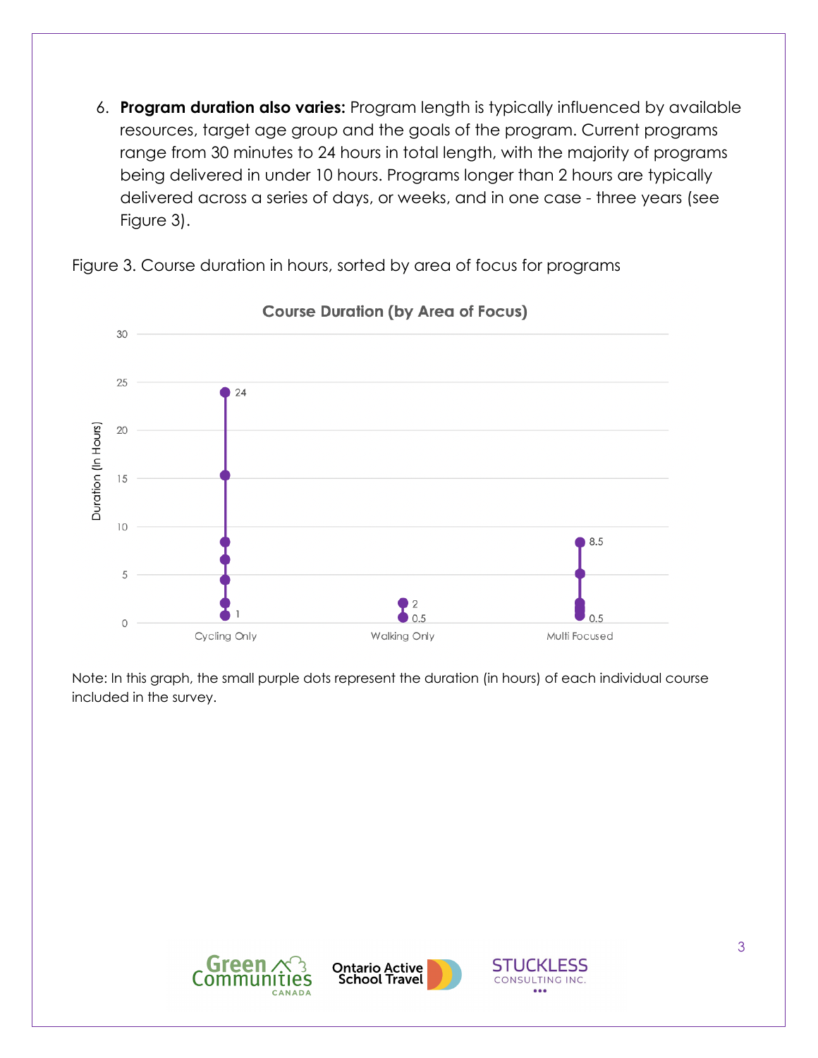6. **Program duration also varies:** Program length is typically influenced by available resources, target age group and the goals of the program. Current programs range from 30 minutes to 24 hours in total length, with the majority of programs being delivered in under 10 hours. Programs longer than 2 hours are typically delivered across a series of days, or weeks, and in one case - three years (see Figure 3).

Figure 3. Course duration in hours, sorted by area of focus for programs

Note: In this graph, the small purple dots represent the duration (in hours) of each individual course included in the survey.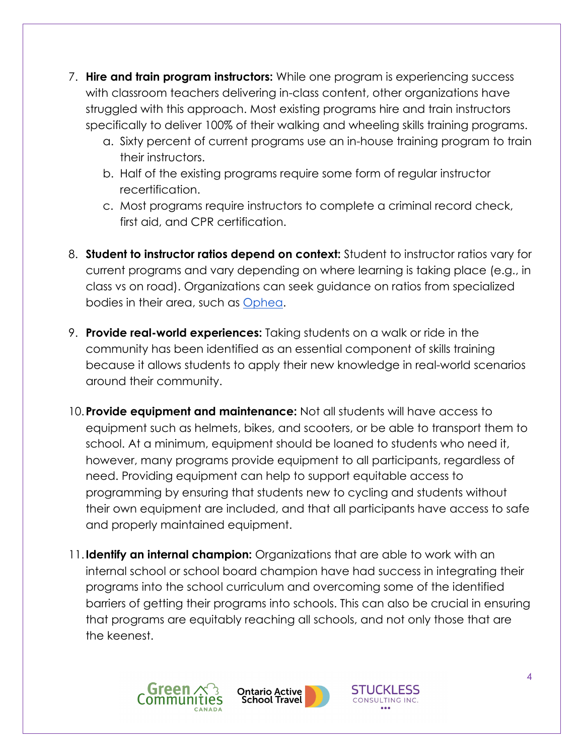7. **Hire and train program instructors:** While one program is experiencing success with classroom teachers delivering in-class content, other organizations have struggled with this approach. Most existing programs hire and train instructors specifically to deliver 100% of their walking and wheeling skills training programs.
    a. Sixty percent of current programs use an in-house training program to train their instructors.
    b. Half of the existing programs require some form of regular instructor recertification.
    c. Most programs require instructors to complete a criminal record check, first aid, and CPR certification.

8. **Student to instructor ratios depend on context:** Student to instructor ratios vary for current programs and vary depending on where learning is taking place (e.g., in class vs on road). Organizations can seek guidance on ratios from specialized bodies in their area, such as Ophea.

9. **Provide real-world experiences:** Taking students on a walk or ride in the community has been identified as an essential component of skills training because it allows students to apply their new knowledge in real-world scenarios around their community.

10. **Provide equipment and maintenance:** Not all students will have access to equipment such as helmets, bikes, and scooters, or be able to transport them to school. At a minimum, equipment should be loaned to students who need it, however, many programs provide equipment to all participants, regardless of need. Providing equipment can help to support equitable access to programming by ensuring that students new to cycling and students without their own equipment are included, and that all participants have access to safe and properly maintained equipment.

11. **Identify an internal champion:** Organizations that are able to work with an internal school or school board champion have had success in integrating their programs into the school curriculum and overcoming some of the identified barriers of getting their programs into schools. This can also be crucial in ensuring that programs are equitably reaching all schools, and not only those that are the keenest.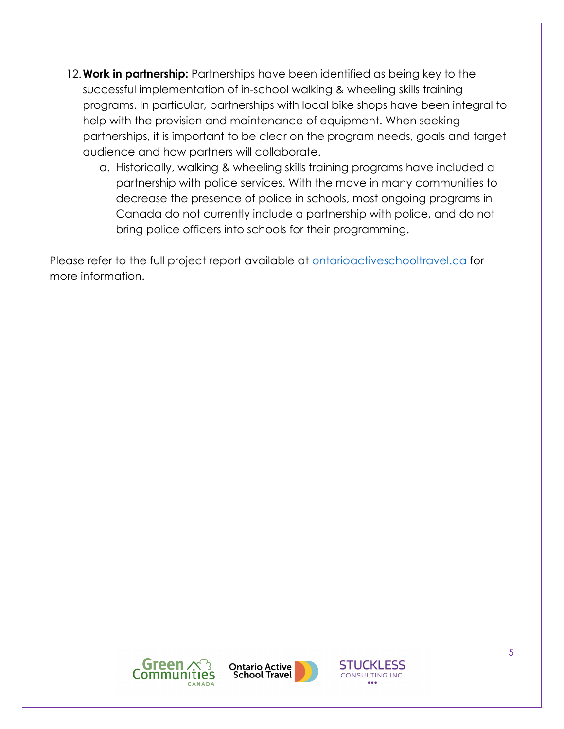12. **Work in partnership:** Partnerships have been identified as being key to the successful implementation of in-school walking & wheeling skills training programs. In particular, partnerships with local bike shops have been integral to help with the provision and maintenance of equipment. When seeking partnerships, it is important to be clear on the program needs, goals and target audience and how partners will collaborate.
    a. Historically, walking & wheeling skills training programs have included a partnership with police services. With the move in many communities to decrease the presence of police in schools, most ongoing programs in Canada do not currently include a partnership with police, and do not bring police officers into schools for their programming.

Please refer to the full project report available at [ontarioactiveschooltravel.ca](ontarioactiveschooltravel.ca) for more information.